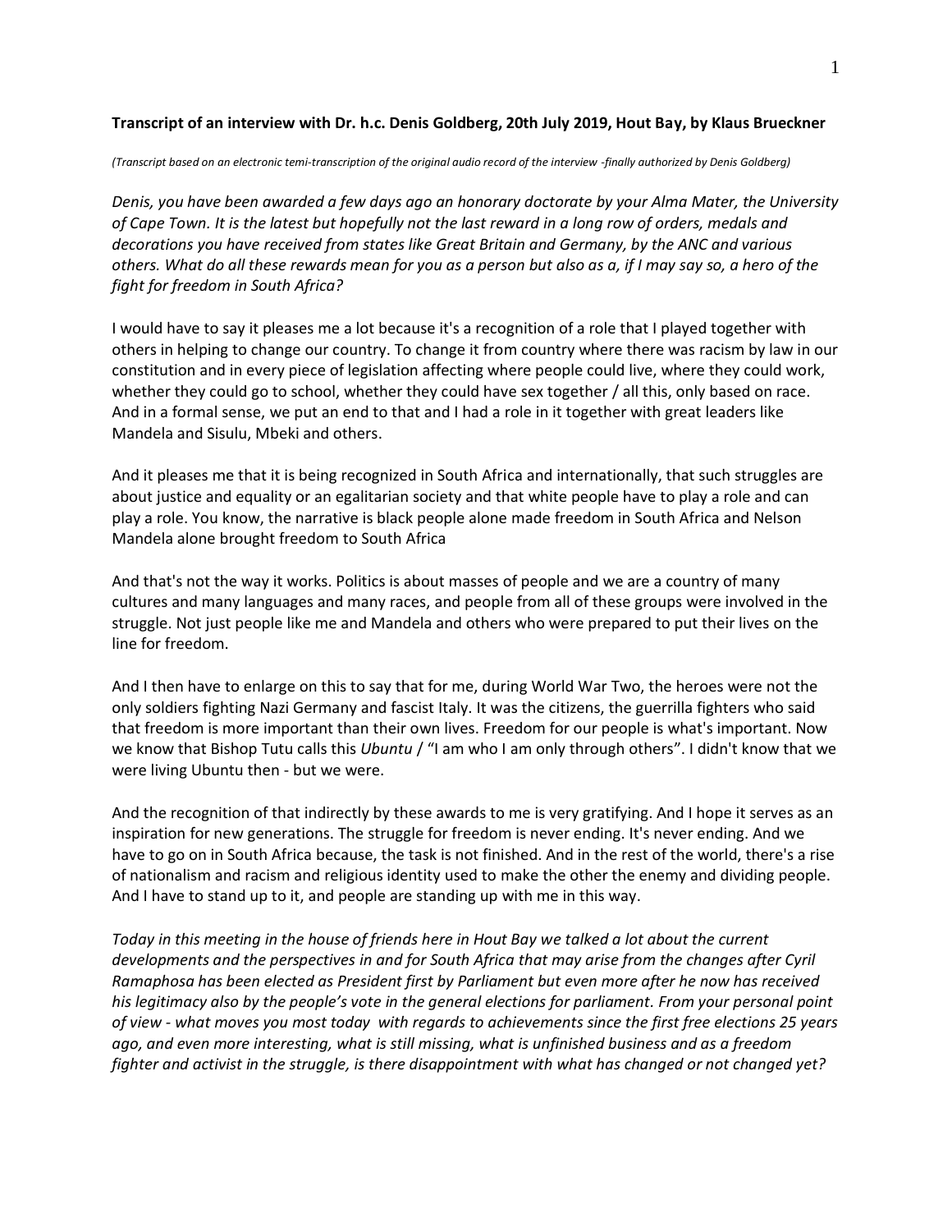**Transcript of an interview with Dr. h.c. Denis Goldberg, 20th July 2019, Hout Bay, by Klaus Brueckner**

*(Transcript based on an electronic temi-transcription of the original audio record of the interview -finally authorized by Denis Goldberg)*

*Denis, you have been awarded a few days ago an honorary doctorate by your Alma Mater, the University of Cape Town. It is the latest but hopefully not the last reward in a long row of orders, medals and decorations you have received from states like Great Britain and Germany, by the ANC and various others. What do all these rewards mean for you as a person but also as a, if I may say so, a hero of the fight for freedom in South Africa?*

I would have to say it pleases me a lot because it's a recognition of a role that I played together with others in helping to change our country. To change it from country where there was racism by law in our constitution and in every piece of legislation affecting where people could live, where they could work, whether they could go to school, whether they could have sex together / all this, only based on race. And in a formal sense, we put an end to that and I had a role in it together with great leaders like Mandela and Sisulu, Mbeki and others.

And it pleases me that it is being recognized in South Africa and internationally, that such struggles are about justice and equality or an egalitarian society and that white people have to play a role and can play a role. You know, the narrative is black people alone made freedom in South Africa and Nelson Mandela alone brought freedom to South Africa

And that's not the way it works. Politics is about masses of people and we are a country of many cultures and many languages and many races, and people from all of these groups were involved in the struggle. Not just people like me and Mandela and others who were prepared to put their lives on the line for freedom.

And I then have to enlarge on this to say that for me, during World War Two, the heroes were not the only soldiers fighting Nazi Germany and fascist Italy. It was the citizens, the guerrilla fighters who said that freedom is more important than their own lives. Freedom for our people is what's important. Now we know that Bishop Tutu calls this *Ubuntu* / "I am who I am only through others". I didn't know that we were living Ubuntu then - but we were.

And the recognition of that indirectly by these awards to me is very gratifying. And I hope it serves as an inspiration for new generations. The struggle for freedom is never ending. It's never ending. And we have to go on in South Africa because, the task is not finished. And in the rest of the world, there's a rise of nationalism and racism and religious identity used to make the other the enemy and dividing people. And I have to stand up to it, and people are standing up with me in this way.

*Today in this meeting in the house of friends here in Hout Bay we talked a lot about the current developments and the perspectives in and for South Africa that may arise from the changes after Cyril Ramaphosa has been elected as President first by Parliament but even more after he now has received his legitimacy also by the people's vote in the general elections for parliament. From your personal point of view - what moves you most today with regards to achievements since the first free elections 25 years ago, and even more interesting, what is still missing, what is unfinished business and as a freedom fighter and activist in the struggle, is there disappointment with what has changed or not changed yet?*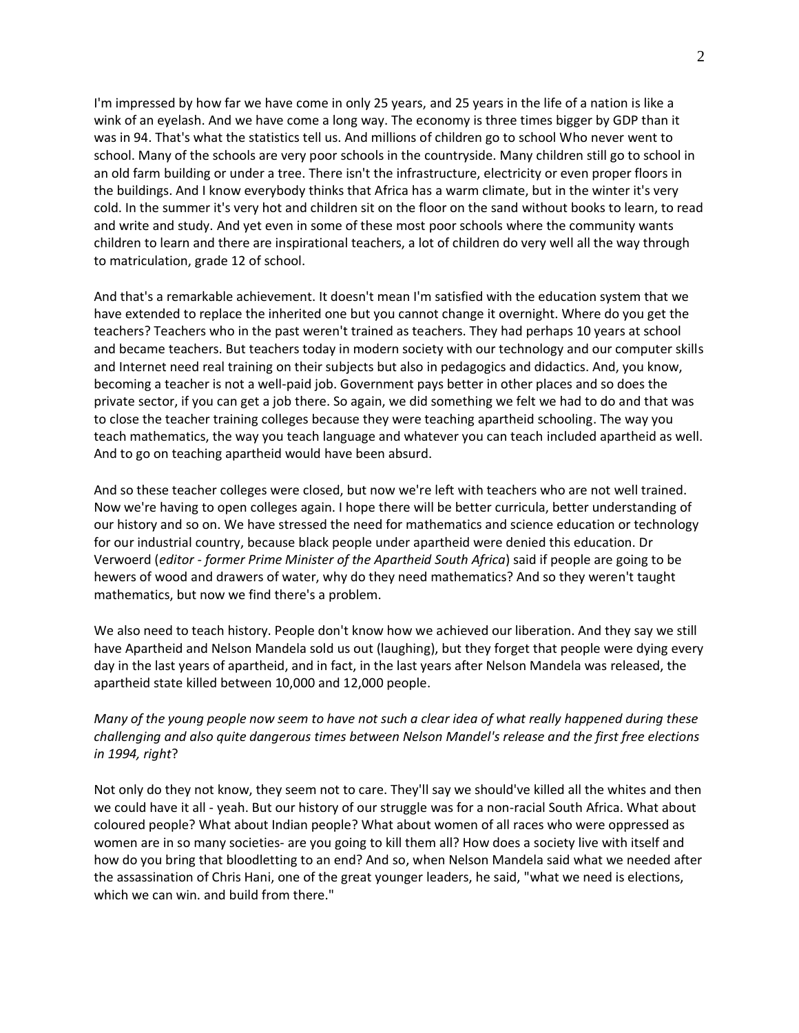I'm impressed by how far we have come in only 25 years, and 25 years in the life of a nation is like a wink of an eyelash. And we have come a long way. The economy is three times bigger by GDP than it was in 94. That's what the statistics tell us. And millions of children go to school Who never went to school. Many of the schools are very poor schools in the countryside. Many children still go to school in an old farm building or under a tree. There isn't the infrastructure, electricity or even proper floors in the buildings. And I know everybody thinks that Africa has a warm climate, but in the winter it's very cold. In the summer it's very hot and children sit on the floor on the sand without books to learn, to read and write and study. And yet even in some of these most poor schools where the community wants children to learn and there are inspirational teachers, a lot of children do very well all the way through to matriculation, grade 12 of school.

And that's a remarkable achievement. It doesn't mean I'm satisfied with the education system that we have extended to replace the inherited one but you cannot change it overnight. Where do you get the teachers? Teachers who in the past weren't trained as teachers. They had perhaps 10 years at school and became teachers. But teachers today in modern society with our technology and our computer skills and Internet need real training on their subjects but also in pedagogics and didactics. And, you know, becoming a teacher is not a well-paid job. Government pays better in other places and so does the private sector, if you can get a job there. So again, we did something we felt we had to do and that was to close the teacher training colleges because they were teaching apartheid schooling. The way you teach mathematics, the way you teach language and whatever you can teach included apartheid as well. And to go on teaching apartheid would have been absurd.

And so these teacher colleges were closed, but now we're left with teachers who are not well trained. Now we're having to open colleges again. I hope there will be better curricula, better understanding of our history and so on. We have stressed the need for mathematics and science education or technology for our industrial country, because black people under apartheid were denied this education. Dr Verwoerd (*editor - former Prime Minister of the Apartheid South Africa*) said if people are going to be hewers of wood and drawers of water, why do they need mathematics? And so they weren't taught mathematics, but now we find there's a problem.

We also need to teach history. People don't know how we achieved our liberation. And they say we still have Apartheid and Nelson Mandela sold us out (laughing), but they forget that people were dying every day in the last years of apartheid, and in fact, in the last years after Nelson Mandela was released, the apartheid state killed between 10,000 and 12,000 people.

*Many of the young people now seem to have not such a clear idea of what really happened during these challenging and also quite dangerous times between Nelson Mandel's release and the first free elections in 1994, right*?

Not only do they not know, they seem not to care. They'll say we should've killed all the whites and then we could have it all - yeah. But our history of our struggle was for a non-racial South Africa. What about coloured people? What about Indian people? What about women of all races who were oppressed as women are in so many societies- are you going to kill them all? How does a society live with itself and how do you bring that bloodletting to an end? And so, when Nelson Mandela said what we needed after the assassination of Chris Hani, one of the great younger leaders, he said, "what we need is elections, which we can win. and build from there."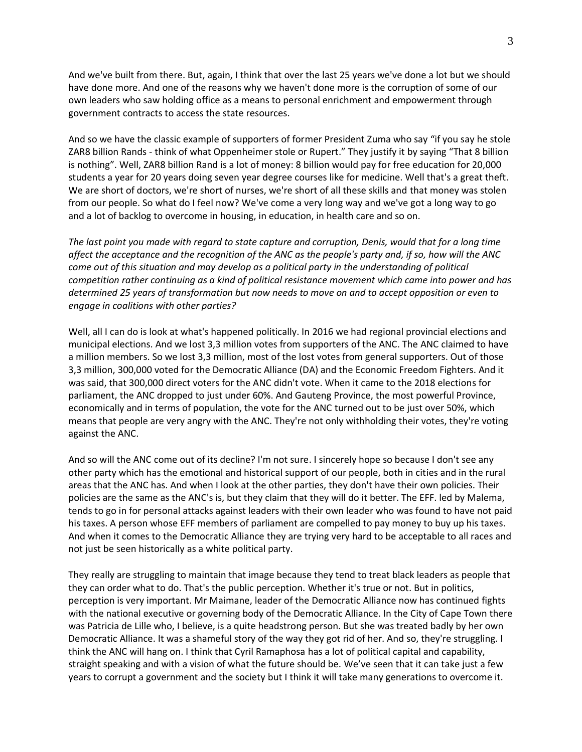And we've built from there. But, again, I think that over the last 25 years we've done a lot but we should have done more. And one of the reasons why we haven't done more is the corruption of some of our own leaders who saw holding office as a means to personal enrichment and empowerment through government contracts to access the state resources.

And so we have the classic example of supporters of former President Zuma who say "if you say he stole ZAR8 billion Rands - think of what Oppenheimer stole or Rupert." They justify it by saying "That 8 billion is nothing". Well, ZAR8 billion Rand is a lot of money: 8 billion would pay for free education for 20,000 students a year for 20 years doing seven year degree courses like for medicine. Well that's a great theft. We are short of doctors, we're short of nurses, we're short of all these skills and that money was stolen from our people. So what do I feel now? We've come a very long way and we've got a long way to go and a lot of backlog to overcome in housing, in education, in health care and so on.

*The last point you made with regard to state capture and corruption, Denis, would that for a long time affect the acceptance and the recognition of the ANC as the people's party and, if so, how will the ANC come out of this situation and may develop as a political party in the understanding of political competition rather continuing as a kind of political resistance movement which came into power and has determined 25 years of transformation but now needs to move on and to accept opposition or even to engage in coalitions with other parties?*

Well, all I can do is look at what's happened politically. In 2016 we had regional provincial elections and municipal elections. And we lost 3,3 million votes from supporters of the ANC. The ANC claimed to have a million members. So we lost 3,3 million, most of the lost votes from general supporters. Out of those 3,3 million, 300,000 voted for the Democratic Alliance (DA) and the Economic Freedom Fighters. And it was said, that 300,000 direct voters for the ANC didn't vote. When it came to the 2018 elections for parliament, the ANC dropped to just under 60%. And Gauteng Province, the most powerful Province, economically and in terms of population, the vote for the ANC turned out to be just over 50%, which means that people are very angry with the ANC. They're not only withholding their votes, they're voting against the ANC.

And so will the ANC come out of its decline? I'm not sure. I sincerely hope so because I don't see any other party which has the emotional and historical support of our people, both in cities and in the rural areas that the ANC has. And when I look at the other parties, they don't have their own policies. Their policies are the same as the ANC's is, but they claim that they will do it better. The EFF. led by Malema, tends to go in for personal attacks against leaders with their own leader who was found to have not paid his taxes. A person whose EFF members of parliament are compelled to pay money to buy up his taxes. And when it comes to the Democratic Alliance they are trying very hard to be acceptable to all races and not just be seen historically as a white political party.

They really are struggling to maintain that image because they tend to treat black leaders as people that they can order what to do. That's the public perception. Whether it's true or not. But in politics, perception is very important. Mr Maimane, leader of the Democratic Alliance now has continued fights with the national executive or governing body of the Democratic Alliance. In the City of Cape Town there was Patricia de Lille who, I believe, is a quite headstrong person. But she was treated badly by her own Democratic Alliance. It was a shameful story of the way they got rid of her. And so, they're struggling. I think the ANC will hang on. I think that Cyril Ramaphosa has a lot of political capital and capability, straight speaking and with a vision of what the future should be. We've seen that it can take just a few years to corrupt a government and the society but I think it will take many generations to overcome it.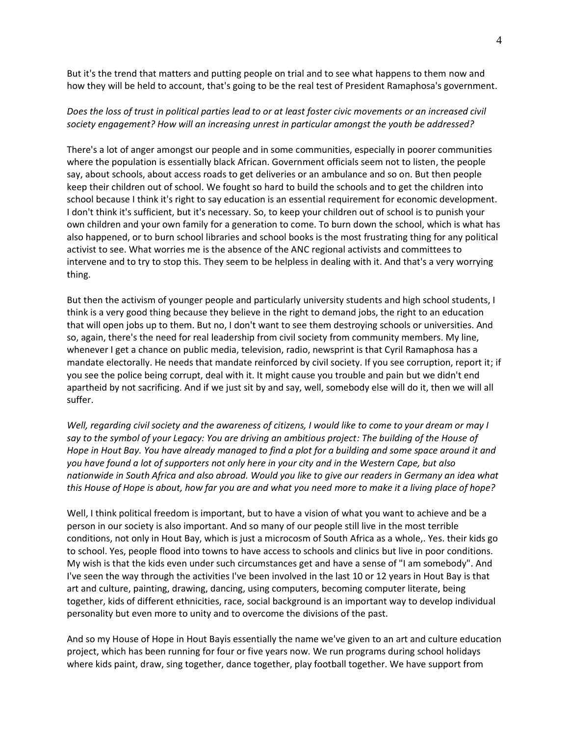But it's the trend that matters and putting people on trial and to see what happens to them now and how they will be held to account, that's going to be the real test of President Ramaphosa's government.

*Does the loss of trust in political parties lead to or at least foster civic movements or an increased civil society engagement? How will an increasing unrest in particular amongst the youth be addressed?*

There's a lot of anger amongst our people and in some communities, especially in poorer communities where the population is essentially black African. Government officials seem not to listen, the people say, about schools, about access roads to get deliveries or an ambulance and so on. But then people keep their children out of school. We fought so hard to build the schools and to get the children into school because I think it's right to say education is an essential requirement for economic development. I don't think it's sufficient, but it's necessary. So, to keep your children out of school is to punish your own children and your own family for a generation to come. To burn down the school, which is what has also happened, or to burn school libraries and school books is the most frustrating thing for any political activist to see. What worries me is the absence of the ANC regional activists and committees to intervene and to try to stop this. They seem to be helpless in dealing with it. And that's a very worrying thing.

But then the activism of younger people and particularly university students and high school students, I think is a very good thing because they believe in the right to demand jobs, the right to an education that will open jobs up to them. But no, I don't want to see them destroying schools or universities. And so, again, there's the need for real leadership from civil society from community members. My line, whenever I get a chance on public media, television, radio, newsprint is that Cyril Ramaphosa has a mandate electorally. He needs that mandate reinforced by civil society. If you see corruption, report it; if you see the police being corrupt, deal with it. It might cause you trouble and pain but we didn't end apartheid by not sacrificing. And if we just sit by and say, well, somebody else will do it, then we will all suffer.

*Well, regarding civil society and the awareness of citizens, I would like to come to your dream or may I say to the symbol of your Legacy: You are driving an ambitious project: The building of the House of Hope in Hout Bay. You have already managed to find a plot for a building and some space around it and you have found a lot of supporters not only here in your city and in the Western Cape, but also nationwide in South Africa and also abroad. Would you like to give our readers in Germany an idea what this House of Hope is about, how far you are and what you need more to make it a living place of hope?*

Well, I think political freedom is important, but to have a vision of what you want to achieve and be a person in our society is also important. And so many of our people still live in the most terrible conditions, not only in Hout Bay, which is just a microcosm of South Africa as a whole,. Yes. their kids go to school. Yes, people flood into towns to have access to schools and clinics but live in poor conditions. My wish is that the kids even under such circumstances get and have a sense of "I am somebody". And I've seen the way through the activities I've been involved in the last 10 or 12 years in Hout Bay is that art and culture, painting, drawing, dancing, using computers, becoming computer literate, being together, kids of different ethnicities, race, social background is an important way to develop individual personality but even more to unity and to overcome the divisions of the past.

And so my House of Hope in Hout Bayis essentially the name we've given to an art and culture education project, which has been running for four or five years now. We run programs during school holidays where kids paint, draw, sing together, dance together, play football together. We have support from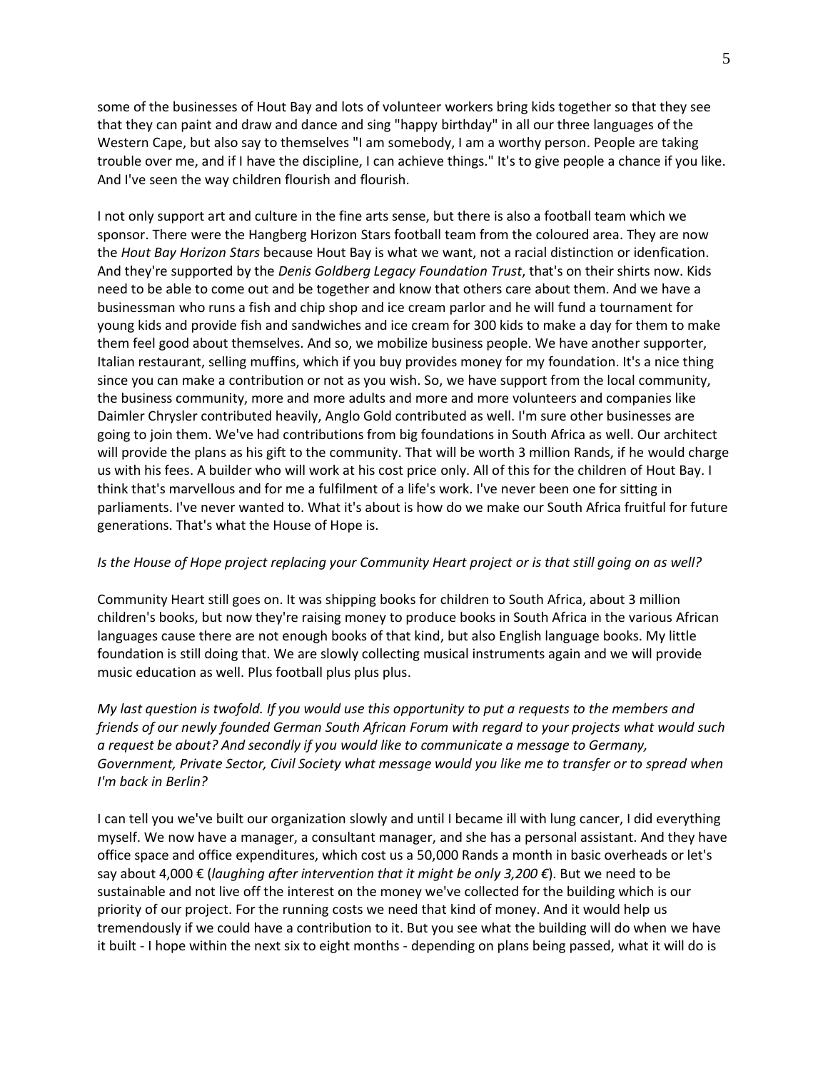some of the businesses of Hout Bay and lots of volunteer workers bring kids together so that they see that they can paint and draw and dance and sing "happy birthday" in all our three languages of the Western Cape, but also say to themselves "I am somebody, I am a worthy person. People are taking trouble over me, and if I have the discipline, I can achieve things." It's to give people a chance if you like. And I've seen the way children flourish and flourish.

I not only support art and culture in the fine arts sense, but there is also a football team which we sponsor. There were the Hangberg Horizon Stars football team from the coloured area. They are now the *Hout Bay Horizon Stars* because Hout Bay is what we want, not a racial distinction or idenfication. And they're supported by the *Denis Goldberg Legacy Foundation Trust*, that's on their shirts now. Kids need to be able to come out and be together and know that others care about them. And we have a businessman who runs a fish and chip shop and ice cream parlor and he will fund a tournament for young kids and provide fish and sandwiches and ice cream for 300 kids to make a day for them to make them feel good about themselves. And so, we mobilize business people. We have another supporter, Italian restaurant, selling muffins, which if you buy provides money for my foundation. It's a nice thing since you can make a contribution or not as you wish. So, we have support from the local community, the business community, more and more adults and more and more volunteers and companies like Daimler Chrysler contributed heavily, Anglo Gold contributed as well. I'm sure other businesses are going to join them. We've had contributions from big foundations in South Africa as well. Our architect will provide the plans as his gift to the community. That will be worth 3 million Rands, if he would charge us with his fees. A builder who will work at his cost price only. All of this for the children of Hout Bay. I think that's marvellous and for me a fulfilment of a life's work. I've never been one for sitting in parliaments. I've never wanted to. What it's about is how do we make our South Africa fruitful for future generations. That's what the House of Hope is.

*Is the House of Hope project replacing your Community Heart project or is that still going on as well?*

Community Heart still goes on. It was shipping books for children to South Africa, about 3 million children's books, but now they're raising money to produce books in South Africa in the various African languages cause there are not enough books of that kind, but also English language books. My little foundation is still doing that. We are slowly collecting musical instruments again and we will provide music education as well. Plus football plus plus plus.

*My last question is twofold. If you would use this opportunity to put a requests to the members and friends of our newly founded German South African Forum with regard to your projects what would such a request be about? And secondly if you would like to communicate a message to Germany, Government, Private Sector, Civil Society what message would you like me to transfer or to spread when I'm back in Berlin?*

I can tell you we've built our organization slowly and until I became ill with lung cancer, I did everything myself. We now have a manager, a consultant manager, and she has a personal assistant. And they have office space and office expenditures, which cost us a 50,000 Rands a month in basic overheads or let's say about 4,000 € (*laughing after intervention that it might be only 3,200 €*). But we need to be sustainable and not live off the interest on the money we've collected for the building which is our priority of our project. For the running costs we need that kind of money. And it would help us tremendously if we could have a contribution to it. But you see what the building will do when we have it built - I hope within the next six to eight months - depending on plans being passed, what it will do is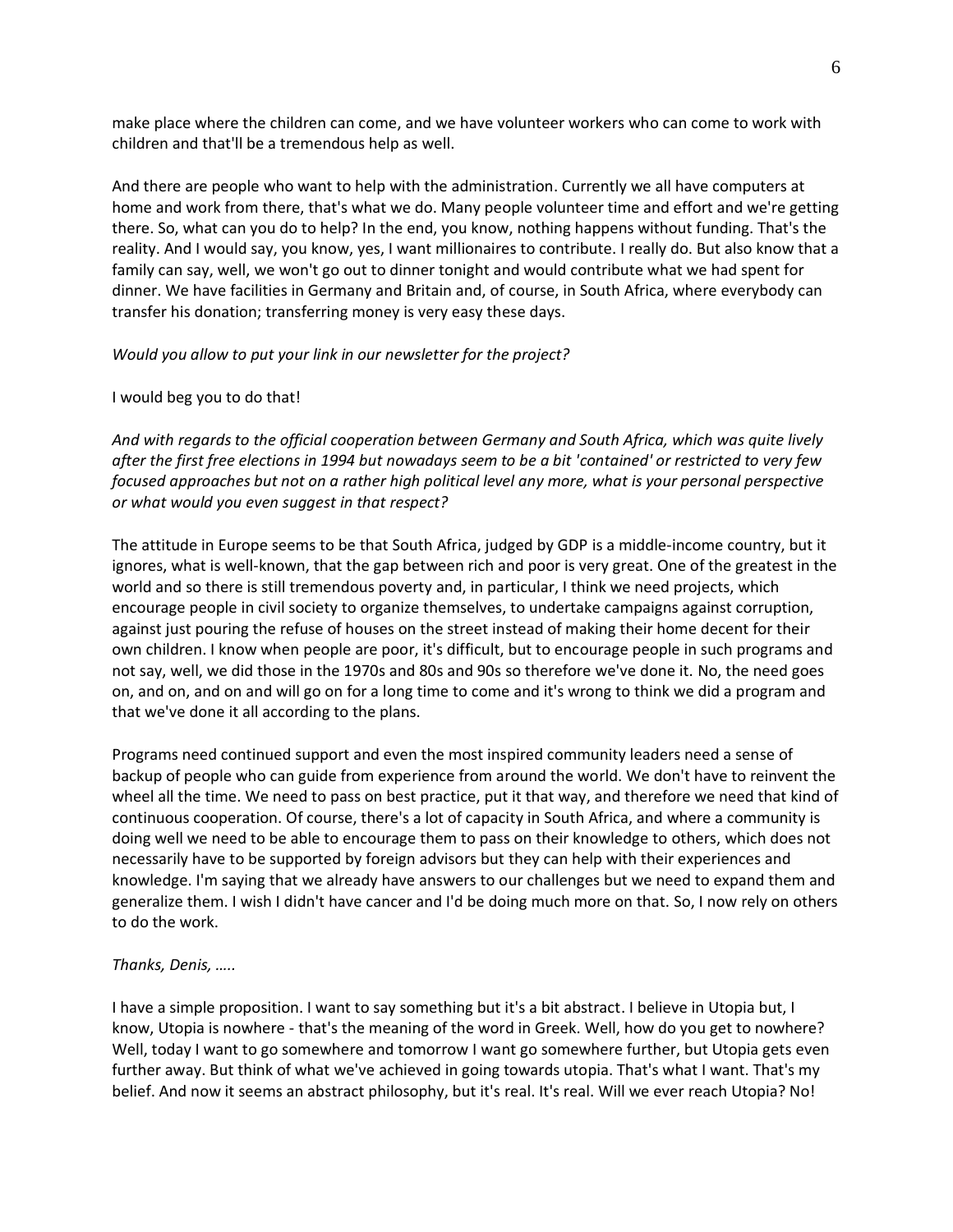make place where the children can come, and we have volunteer workers who can come to work with children and that'll be a tremendous help as well.

And there are people who want to help with the administration. Currently we all have computers at home and work from there, that's what we do. Many people volunteer time and effort and we're getting there. So, what can you do to help? In the end, you know, nothing happens without funding. That's the reality. And I would say, you know, yes, I want millionaires to contribute. I really do. But also know that a family can say, well, we won't go out to dinner tonight and would contribute what we had spent for dinner. We have facilities in Germany and Britain and, of course, in South Africa, where everybody can transfer his donation; transferring money is very easy these days.

*Would you allow to put your link in our newsletter for the project?*

I would beg you to do that!

*And with regards to the official cooperation between Germany and South Africa, which was quite lively after the first free elections in 1994 but nowadays seem to be a bit 'contained' or restricted to very few focused approaches but not on a rather high political level any more, what is your personal perspective or what would you even suggest in that respect?*

The attitude in Europe seems to be that South Africa, judged by GDP is a middle-income country, but it ignores, what is well-known, that the gap between rich and poor is very great. One of the greatest in the world and so there is still tremendous poverty and, in particular, I think we need projects, which encourage people in civil society to organize themselves, to undertake campaigns against corruption, against just pouring the refuse of houses on the street instead of making their home decent for their own children. I know when people are poor, it's difficult, but to encourage people in such programs and not say, well, we did those in the 1970s and 80s and 90s so therefore we've done it. No, the need goes on, and on, and on and will go on for a long time to come and it's wrong to think we did a program and that we've done it all according to the plans.

Programs need continued support and even the most inspired community leaders need a sense of backup of people who can guide from experience from around the world. We don't have to reinvent the wheel all the time. We need to pass on best practice, put it that way, and therefore we need that kind of continuous cooperation. Of course, there's a lot of capacity in South Africa, and where a community is doing well we need to be able to encourage them to pass on their knowledge to others, which does not necessarily have to be supported by foreign advisors but they can help with their experiences and knowledge. I'm saying that we already have answers to our challenges but we need to expand them and generalize them. I wish I didn't have cancer and I'd be doing much more on that. So, I now rely on others to do the work.

*Thanks, Denis, …..*

I have a simple proposition. I want to say something but it's a bit abstract. I believe in Utopia but, I know, Utopia is nowhere - that's the meaning of the word in Greek. Well, how do you get to nowhere? Well, today I want to go somewhere and tomorrow I want go somewhere further, but Utopia gets even further away. But think of what we've achieved in going towards utopia. That's what I want. That's my belief. And now it seems an abstract philosophy, but it's real. It's real. Will we ever reach Utopia? No!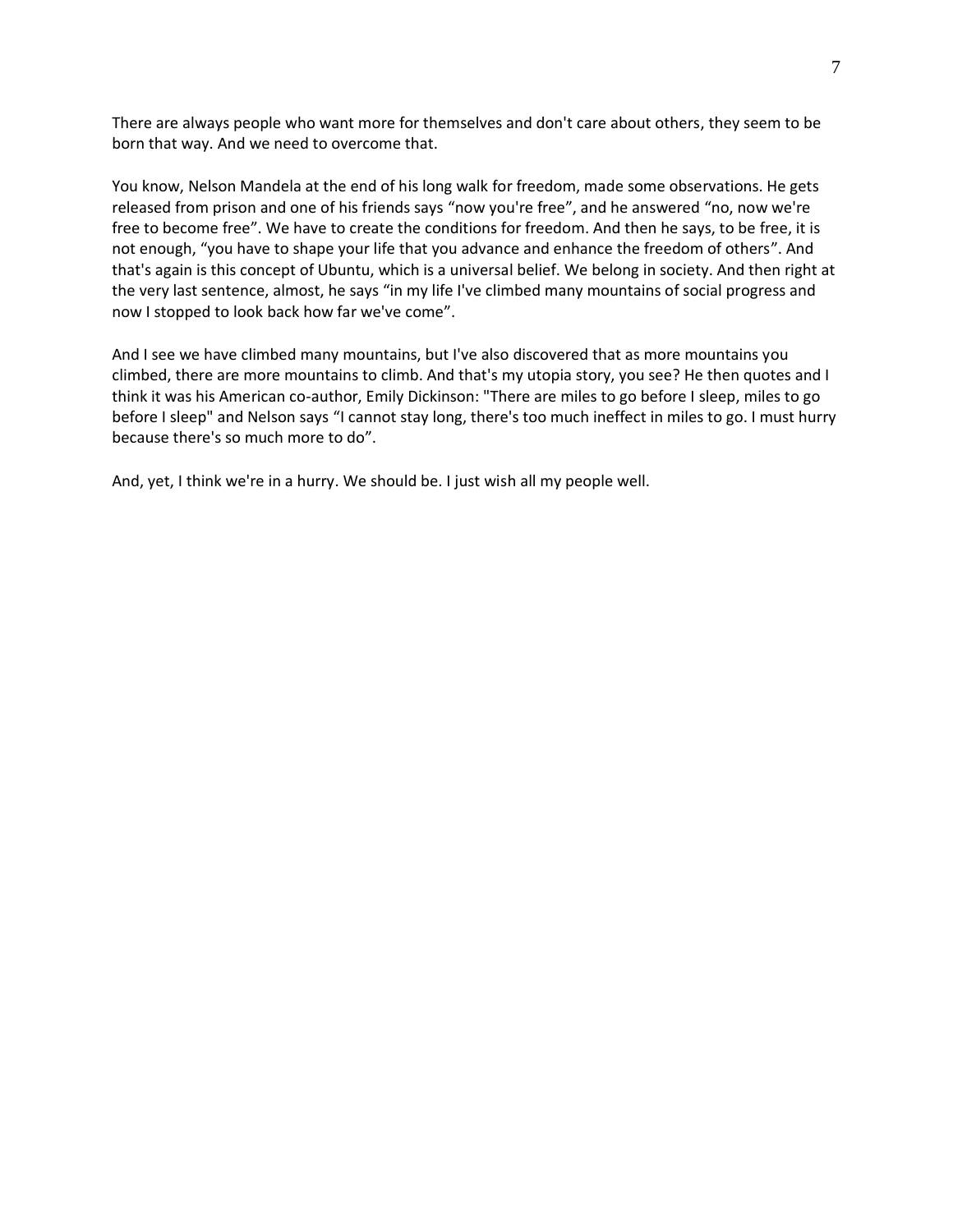There are always people who want more for themselves and don't care about others, they seem to be born that way. And we need to overcome that.

You know, Nelson Mandela at the end of his long walk for freedom, made some observations. He gets released from prison and one of his friends says “now you're free”, and he answered “no, now we're free to become free”. We have to create the conditions for freedom. And then he says, to be free, it is not enough, “you have to shape your life that you advance and enhance the freedom of others”. And that's again is this concept of Ubuntu, which is a universal belief. We belong in society. And then right at the very last sentence, almost, he says “in my life I've climbed many mountains of social progress and now I stopped to look back how far we've come”.

And I see we have climbed many mountains, but I've also discovered that as more mountains you climbed, there are more mountains to climb. And that's my utopia story, you see? He then quotes and I think it was his American co-author, Emily Dickinson: "There are miles to go before I sleep, miles to go before I sleep" and Nelson says “I cannot stay long, there's too much ineffect in miles to go. I must hurry because there's so much more to do”.

And, yet, I think we're in a hurry. We should be. I just wish all my people well.